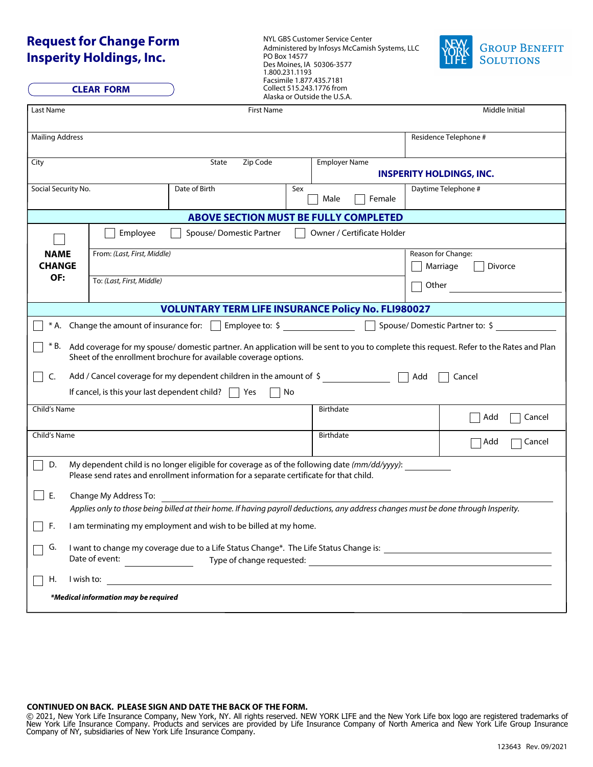# Request for Change Form
# Insperity Holdings, Inc.

CLEAR FORM

NYL GBS Customer Service Center
Administered by Infosys McCamish Systems, LLC
PO Box 14577
Des Moines, IA 50306-3577
1.800.231.1193
Facsimile 1.877.435.7181
Collect 515.243.1776 from
Alaska or Outside the U.S.A.

NEW YORK LIFE GROUP BENEFIT SOLUTIONS

| Last Name | First Name | Middle Initial |
|---|---|---|
| | | |

| Mailing Address | Residence Telephone # |
|---|---|
| | |

| City | State | Zip Code | Employer Name |
|---|---|---|---|
| | | | **INSPERITY HOLDINGS, INC.** |

| Social Security No. | Date of Birth | Sex | Daytime Telephone # |
|---|---|---|---|
| | | ☐ Male ☐ Female | |

**ABOVE SECTION MUST BE FULLY COMPLETED**

☐ **NAME CHANGE OF:** ☐ Employee ☐ Spouse/ Domestic Partner ☐ Owner / Certificate Holder

| From: *(Last, First, Middle)* | Reason for Change: ☐ Marriage ☐ Divorce |
|---|---|
| To: *(Last, First, Middle)* | ☐ Other ______________ |

**VOLUNTARY TERM LIFE INSURANCE Policy No. FLI980027**

☐ * A. Change the amount of insurance for: ☐ Employee to: $ ____________ ☐ Spouse/ Domestic Partner to: $ ____________

☐ * B. Add coverage for my spouse/ domestic partner. An application will be sent to you to complete this request. Refer to the Rates and Plan Sheet of the enrollment brochure for available coverage options.

☐ C. Add / Cancel coverage for my dependent children in the amount of $ ____________ ☐ Add ☐ Cancel

If cancel, is this your last dependent child? ☐ Yes ☐ No

| Child's Name | Birthdate | |
|---|---|---|
| | | ☐ Add ☐ Cancel |
| | | ☐ Add ☐ Cancel |

☐ D. My dependent child is no longer eligible for coverage as of the following date *(mm/dd/yyyy)*: __________
Please send rates and enrollment information for a separate certificate for that child.

☐ E. Change My Address To: ______________________________
*Applies only to those being billed at their home. If having payroll deductions, any address changes must be done through Insperity.*

☐ F. I am terminating my employment and wish to be billed at my home.

☐ G. I want to change my coverage due to a Life Status Change*. The Life Status Change is: ______________________
Date of event: ____________ Type of change requested: ______________________

☐ H. I wish to: ______________________________

***Medical information may be required***

**CONTINUED ON BACK. PLEASE SIGN AND DATE THE BACK OF THE FORM.**

© 2021, New York Life Insurance Company, New York, NY. All rights reserved. NEW YORK LIFE and the New York Life box logo are registered trademarks of New York Life Insurance Company. Products and services are provided by Life Insurance Company of North America and New York Life Group Insurance Company of NY, subsidiaries of New York Life Insurance Company.

123643 Rev. 09/2021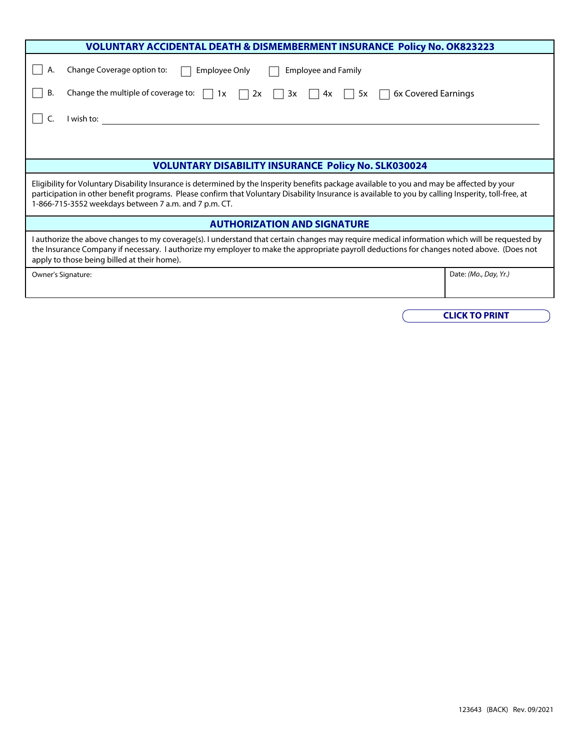## VOLUNTARY ACCIDENTAL DEATH & DISMEMBERMENT INSURANCE Policy No. OK823223

☐ A. Change Coverage option to: ☐ Employee Only ☐ Employee and Family

☐ B. Change the multiple of coverage to: ☐ 1x ☐ 2x ☐ 3x ☐ 4x ☐ 5x ☐ 6x Covered Earnings

☐ C. I wish to: ______________________________________________

## VOLUNTARY DISABILITY INSURANCE Policy No. SLK030024

Eligibility for Voluntary Disability Insurance is determined by the Insperity benefits package available to you and may be affected by your participation in other benefit programs. Please confirm that Voluntary Disability Insurance is available to you by calling Insperity, toll-free, at 1-866-715-3552 weekdays between 7 a.m. and 7 p.m. CT.

## AUTHORIZATION AND SIGNATURE

I authorize the above changes to my coverage(s). I understand that certain changes may require medical information which will be requested by the Insurance Company if necessary. I authorize my employer to make the appropriate payroll deductions for changes noted above. (Does not apply to those being billed at their home).

| Owner's Signature: | Date: *(Mo., Day, Yr.)* |
| --- | --- |
| | |

**CLICK TO PRINT**

123643 (BACK) Rev. 09/2021